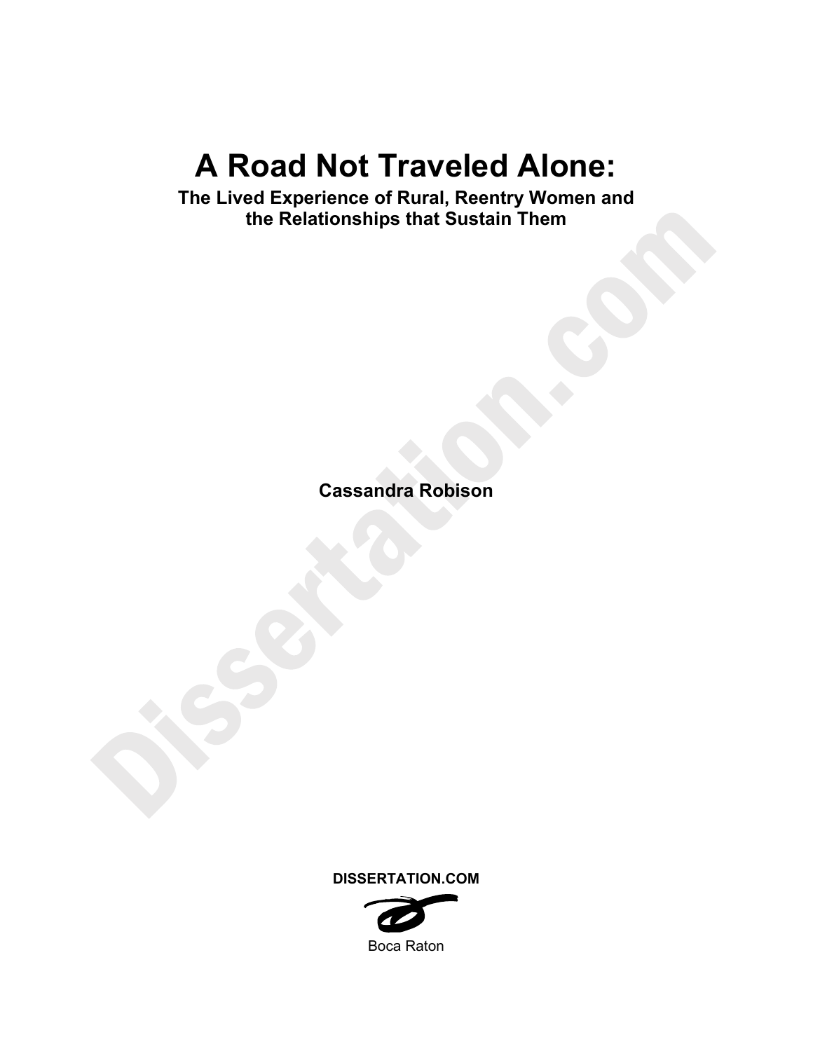# A Road Not Traveled Alone:

**The Lived Experience of Rural, Reentry Women and the Relationships that Sustain Them**

**Cassandra Robison**

**DISSERTATION.COM**

Boca Raton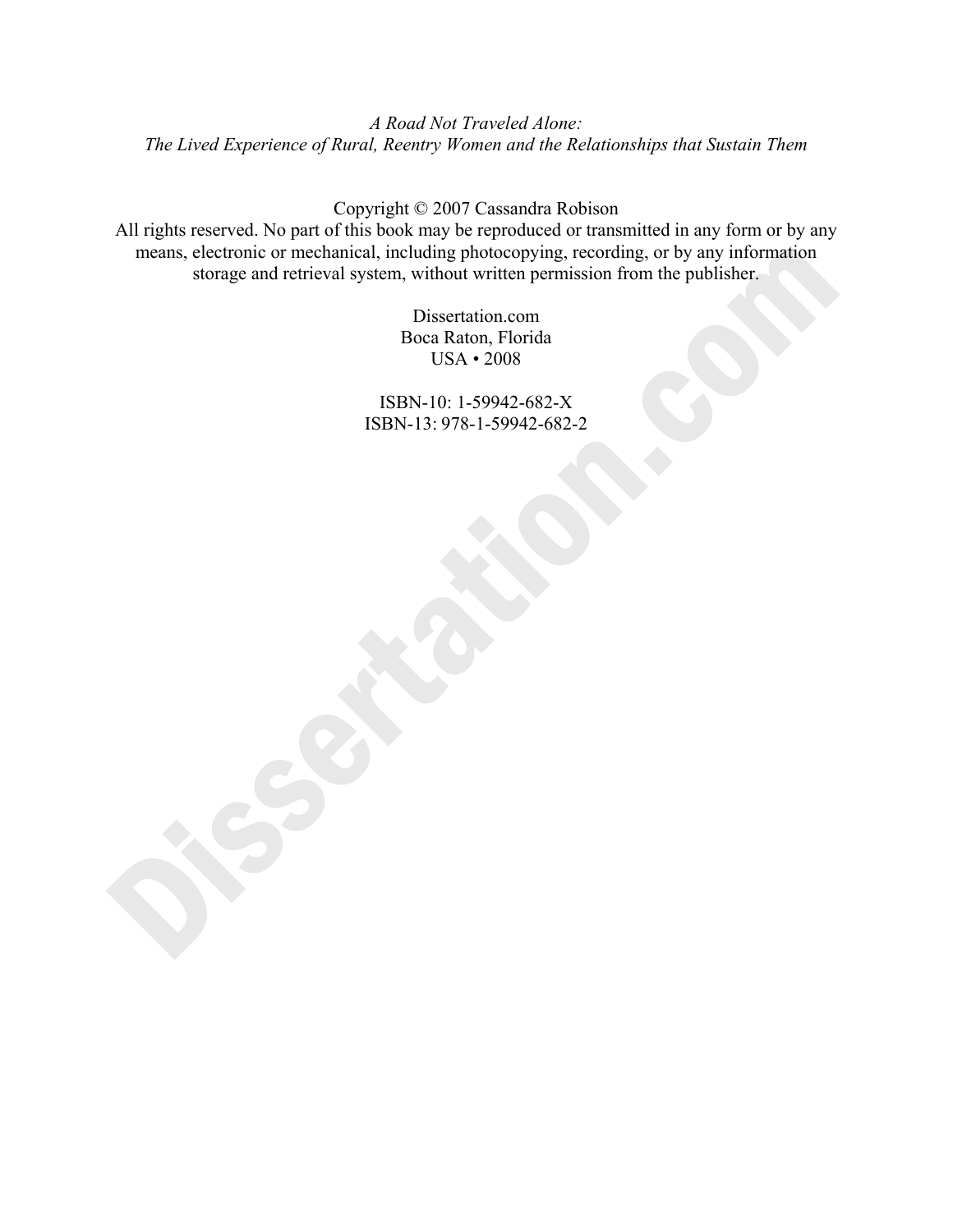*A Road Not Traveled Alone:*
*The Lived Experience of Rural, Reentry Women and the Relationships that Sustain Them*

Copyright © 2007 Cassandra Robison
All rights reserved. No part of this book may be reproduced or transmitted in any form or by any means, electronic or mechanical, including photocopying, recording, or by any information storage and retrieval system, without written permission from the publisher.

Dissertation.com
Boca Raton, Florida
USA • 2008

ISBN-10: 1-59942-682-X
ISBN-13: 978-1-59942-682-2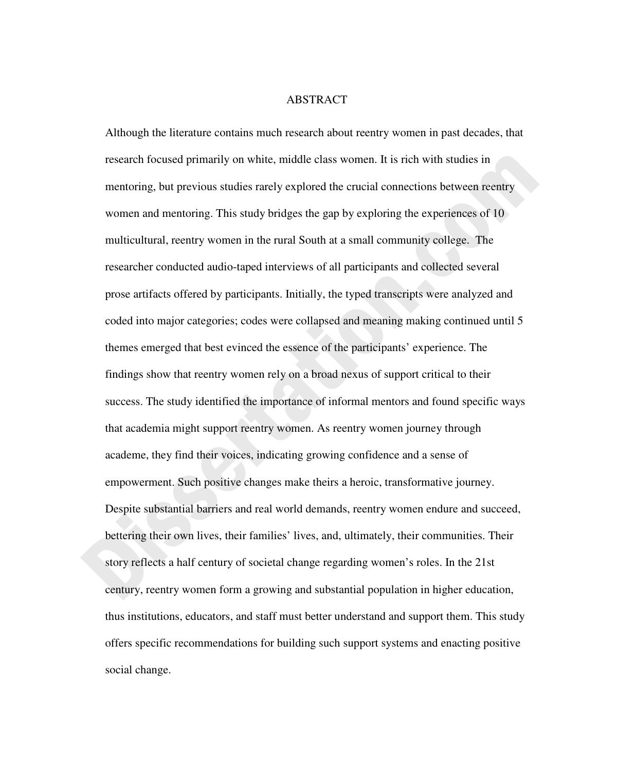# ABSTRACT

Although the literature contains much research about reentry women in past decades, that research focused primarily on white, middle class women. It is rich with studies in mentoring, but previous studies rarely explored the crucial connections between reentry women and mentoring. This study bridges the gap by exploring the experiences of 10 multicultural, reentry women in the rural South at a small community college. The researcher conducted audio-taped interviews of all participants and collected several prose artifacts offered by participants. Initially, the typed transcripts were analyzed and coded into major categories; codes were collapsed and meaning making continued until 5 themes emerged that best evinced the essence of the participants' experience. The findings show that reentry women rely on a broad nexus of support critical to their success. The study identified the importance of informal mentors and found specific ways that academia might support reentry women. As reentry women journey through academe, they find their voices, indicating growing confidence and a sense of empowerment. Such positive changes make theirs a heroic, transformative journey. Despite substantial barriers and real world demands, reentry women endure and succeed, bettering their own lives, their families' lives, and, ultimately, their communities. Their story reflects a half century of societal change regarding women's roles. In the 21st century, reentry women form a growing and substantial population in higher education, thus institutions, educators, and staff must better understand and support them. This study offers specific recommendations for building such support systems and enacting positive social change.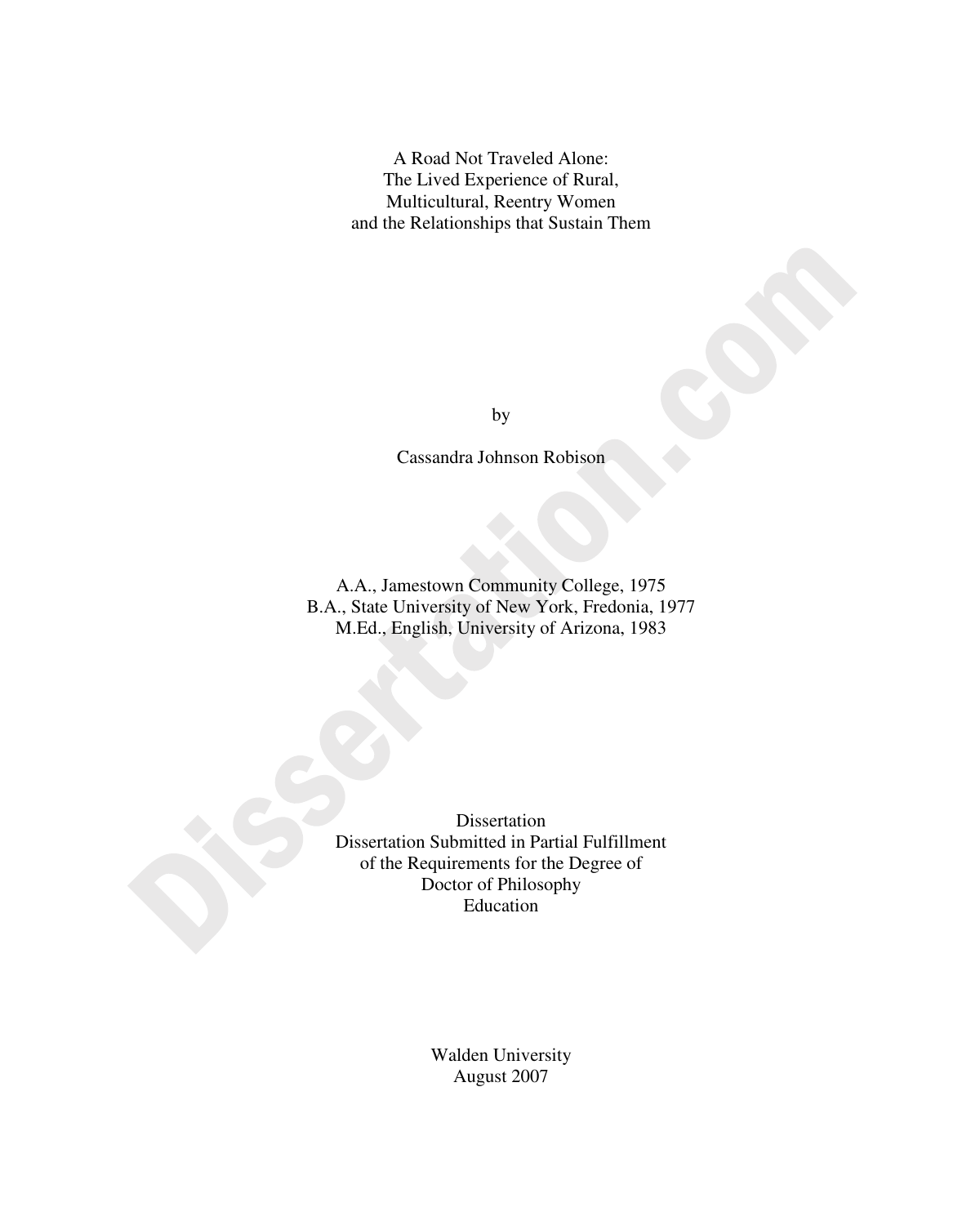A Road Not Traveled Alone:
The Lived Experience of Rural,
Multicultural, Reentry Women
and the Relationships that Sustain Them

by

Cassandra Johnson Robison

A.A., Jamestown Community College, 1975
B.A., State University of New York, Fredonia, 1977
M.Ed., English, University of Arizona, 1983

Dissertation
Dissertation Submitted in Partial Fulfillment
of the Requirements for the Degree of
Doctor of Philosophy
Education

Walden University
August 2007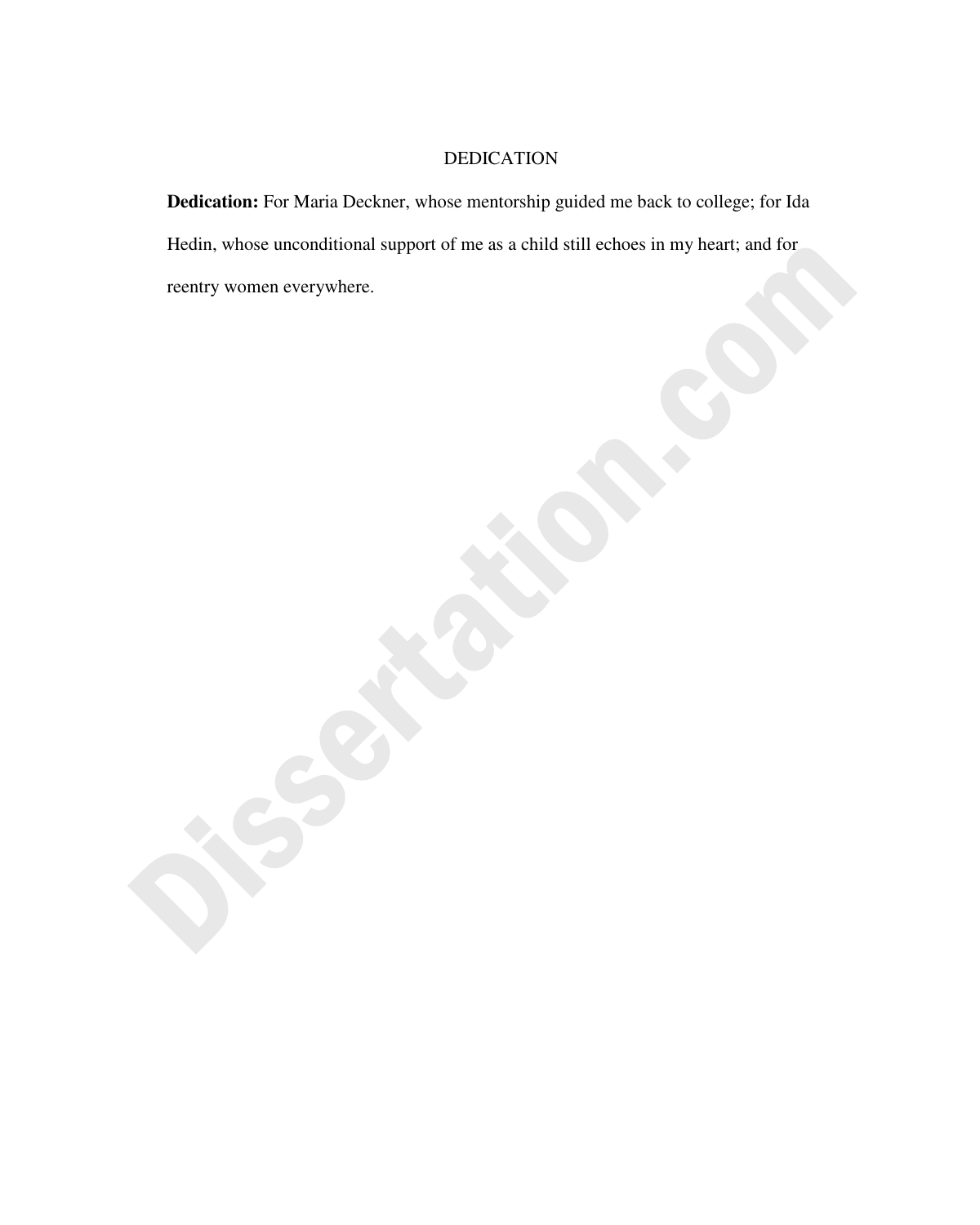# DEDICATION

**Dedication:** For Maria Deckner, whose mentorship guided me back to college; for Ida Hedin, whose unconditional support of me as a child still echoes in my heart; and for reentry women everywhere.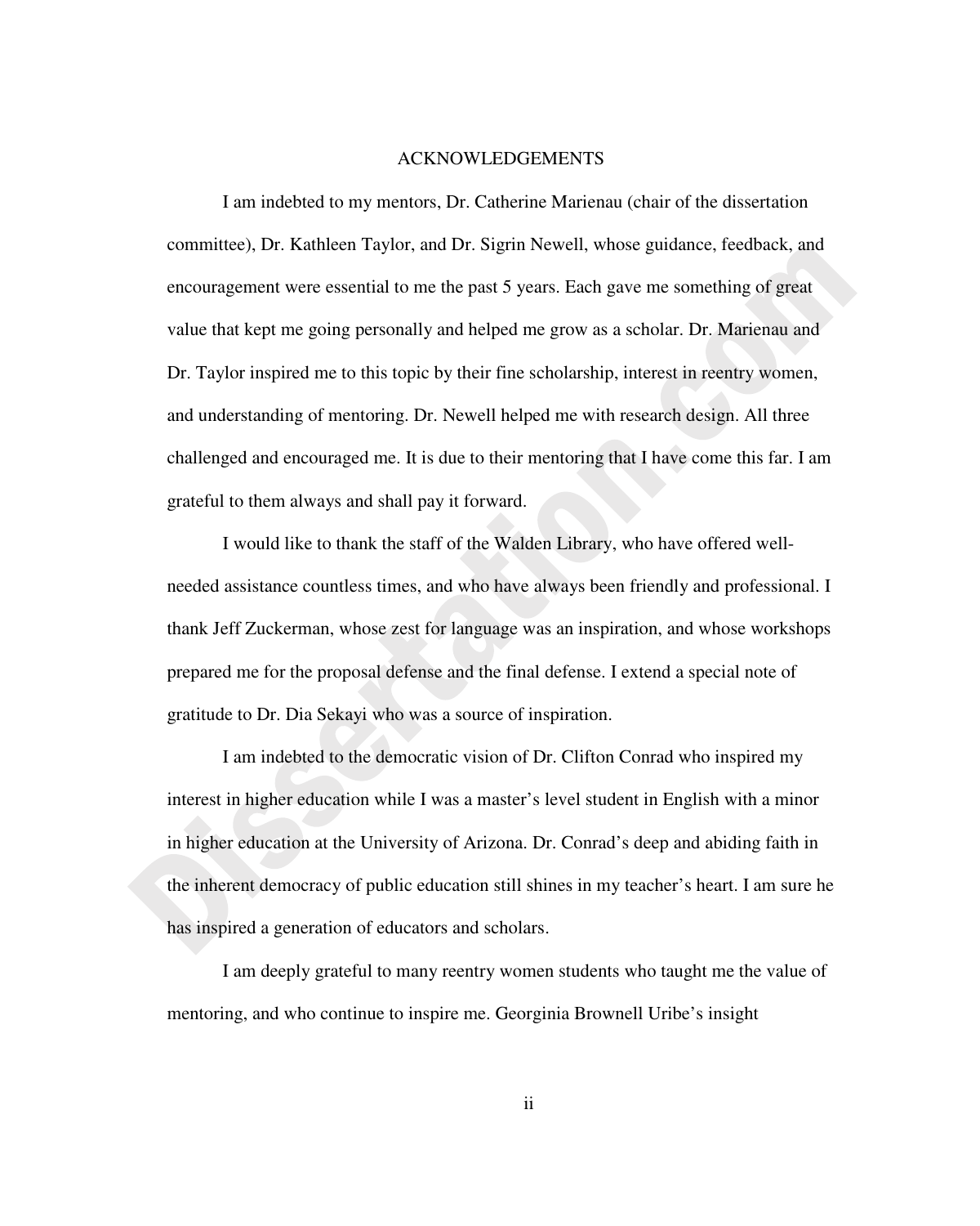# ACKNOWLEDGEMENTS

I am indebted to my mentors, Dr. Catherine Marienau (chair of the dissertation committee), Dr. Kathleen Taylor, and Dr. Sigrin Newell, whose guidance, feedback, and encouragement were essential to me the past 5 years. Each gave me something of great value that kept me going personally and helped me grow as a scholar. Dr. Marienau and Dr. Taylor inspired me to this topic by their fine scholarship, interest in reentry women, and understanding of mentoring. Dr. Newell helped me with research design. All three challenged and encouraged me. It is due to their mentoring that I have come this far. I am grateful to them always and shall pay it forward.

I would like to thank the staff of the Walden Library, who have offered well-needed assistance countless times, and who have always been friendly and professional. I thank Jeff Zuckerman, whose zest for language was an inspiration, and whose workshops prepared me for the proposal defense and the final defense. I extend a special note of gratitude to Dr. Dia Sekayi who was a source of inspiration.

I am indebted to the democratic vision of Dr. Clifton Conrad who inspired my interest in higher education while I was a master's level student in English with a minor in higher education at the University of Arizona. Dr. Conrad's deep and abiding faith in the inherent democracy of public education still shines in my teacher's heart. I am sure he has inspired a generation of educators and scholars.

I am deeply grateful to many reentry women students who taught me the value of mentoring, and who continue to inspire me. Georginia Brownell Uribe's insight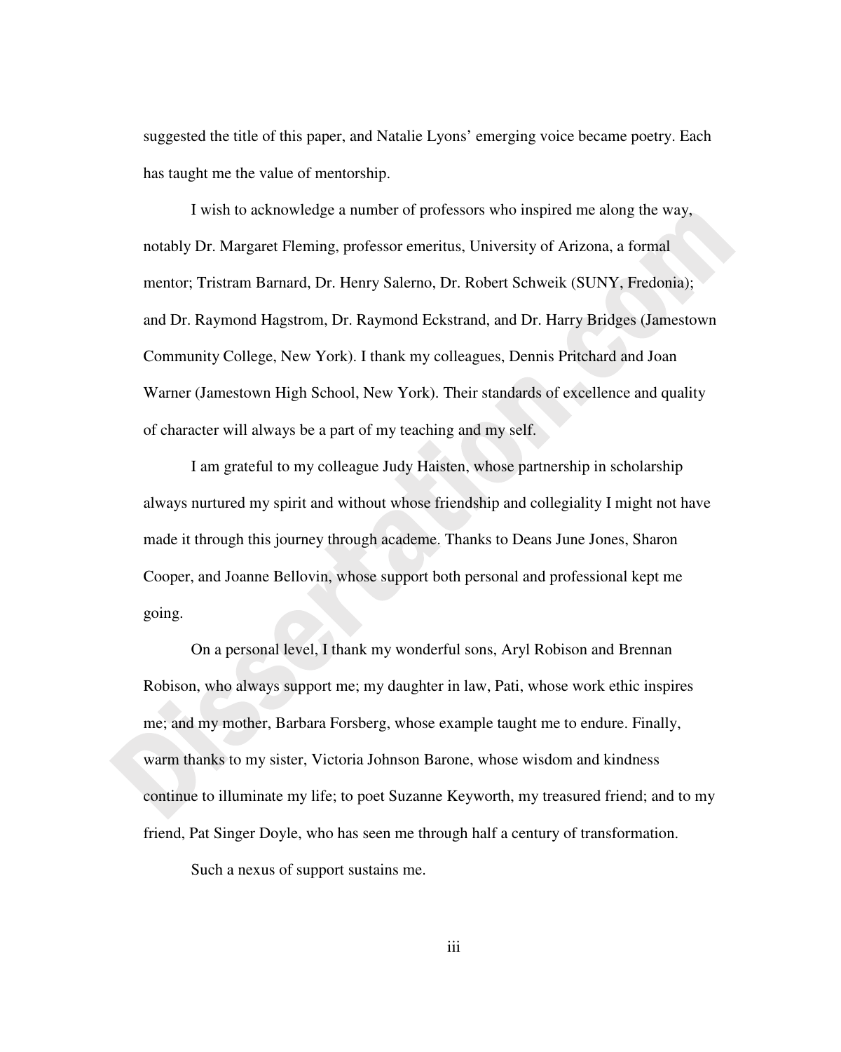suggested the title of this paper, and Natalie Lyons' emerging voice became poetry. Each has taught me the value of mentorship.

I wish to acknowledge a number of professors who inspired me along the way, notably Dr. Margaret Fleming, professor emeritus, University of Arizona, a formal mentor; Tristram Barnard, Dr. Henry Salerno, Dr. Robert Schweik (SUNY, Fredonia); and Dr. Raymond Hagstrom, Dr. Raymond Eckstrand, and Dr. Harry Bridges (Jamestown Community College, New York). I thank my colleagues, Dennis Pritchard and Joan Warner (Jamestown High School, New York). Their standards of excellence and quality of character will always be a part of my teaching and my self.

I am grateful to my colleague Judy Haisten, whose partnership in scholarship always nurtured my spirit and without whose friendship and collegiality I might not have made it through this journey through academe. Thanks to Deans June Jones, Sharon Cooper, and Joanne Bellovin, whose support both personal and professional kept me going.

On a personal level, I thank my wonderful sons, Aryl Robison and Brennan Robison, who always support me; my daughter in law, Pati, whose work ethic inspires me; and my mother, Barbara Forsberg, whose example taught me to endure. Finally, warm thanks to my sister, Victoria Johnson Barone, whose wisdom and kindness continue to illuminate my life; to poet Suzanne Keyworth, my treasured friend; and to my friend, Pat Singer Doyle, who has seen me through half a century of transformation.

Such a nexus of support sustains me.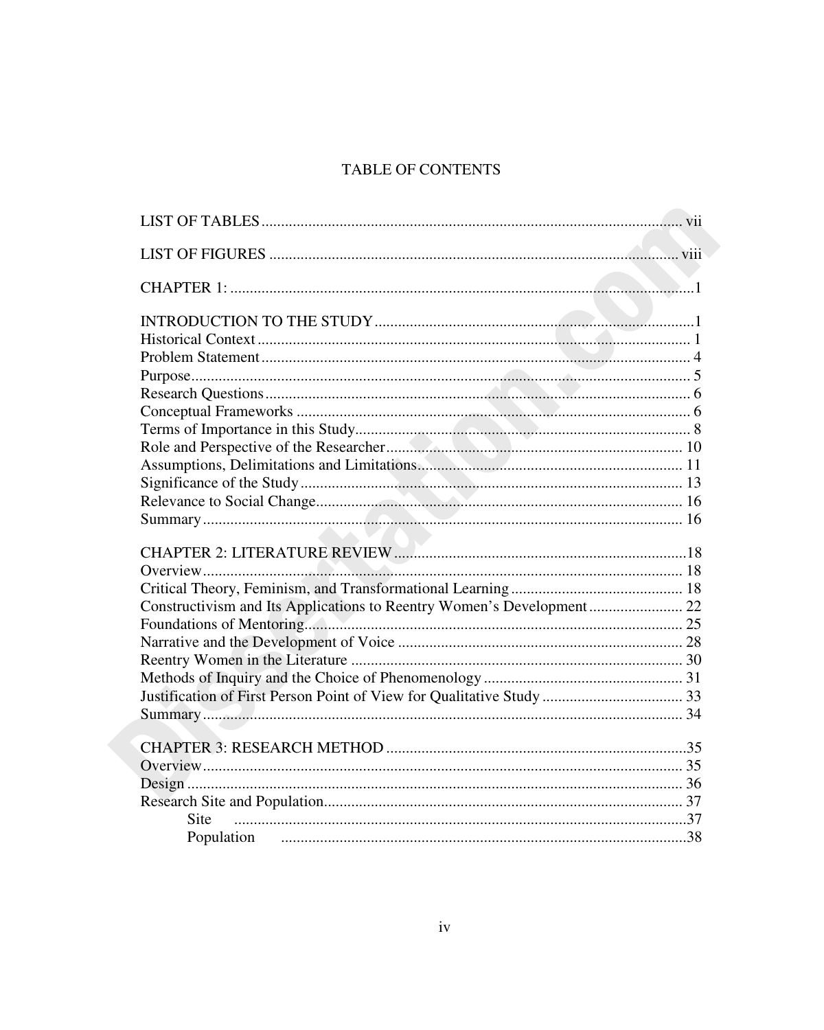# TABLE OF CONTENTS

LIST OF TABLES ........................................................................................................ vii

LIST OF FIGURES ....................................................................................................... viii

CHAPTER 1: ....................................................................................................................1

INTRODUCTION TO THE STUDY ..................................................................................1
Historical Context ............................................................................................................ 1
Problem Statement ........................................................................................................... 4
Purpose ............................................................................................................................. 5
Research Questions .......................................................................................................... 6
Conceptual Frameworks ................................................................................................... 6
Terms of Importance in this Study .................................................................................... 8
Role and Perspective of the Researcher .......................................................................... 10
Assumptions, Delimitations and Limitations ................................................................... 11
Significance of the Study ................................................................................................ 13
Relevance to Social Change ............................................................................................ 16
Summary ......................................................................................................................... 16

CHAPTER 2: LITERATURE REVIEW ..........................................................................18
Overview ......................................................................................................................... 18
Critical Theory, Feminism, and Transformational Learning ........................................... 18
Constructivism and Its Applications to Reentry Women's Development ....................... 22
Foundations of Mentoring ............................................................................................... 25
Narrative and the Development of Voice ........................................................................ 28
Reentry Women in the Literature .................................................................................... 30
Methods of Inquiry and the Choice of Phenomenology .................................................. 31
Justification of First Person Point of View for Qualitative Study ................................... 33
Summary ......................................................................................................................... 34

CHAPTER 3: RESEARCH METHOD ............................................................................35
Overview ......................................................................................................................... 35
Design ............................................................................................................................. 36
Research Site and Population .......................................................................................... 37
&nbsp;&nbsp;&nbsp;&nbsp;Site ..................................................................................................................37
&nbsp;&nbsp;&nbsp;&nbsp;Population .......................................................................................................38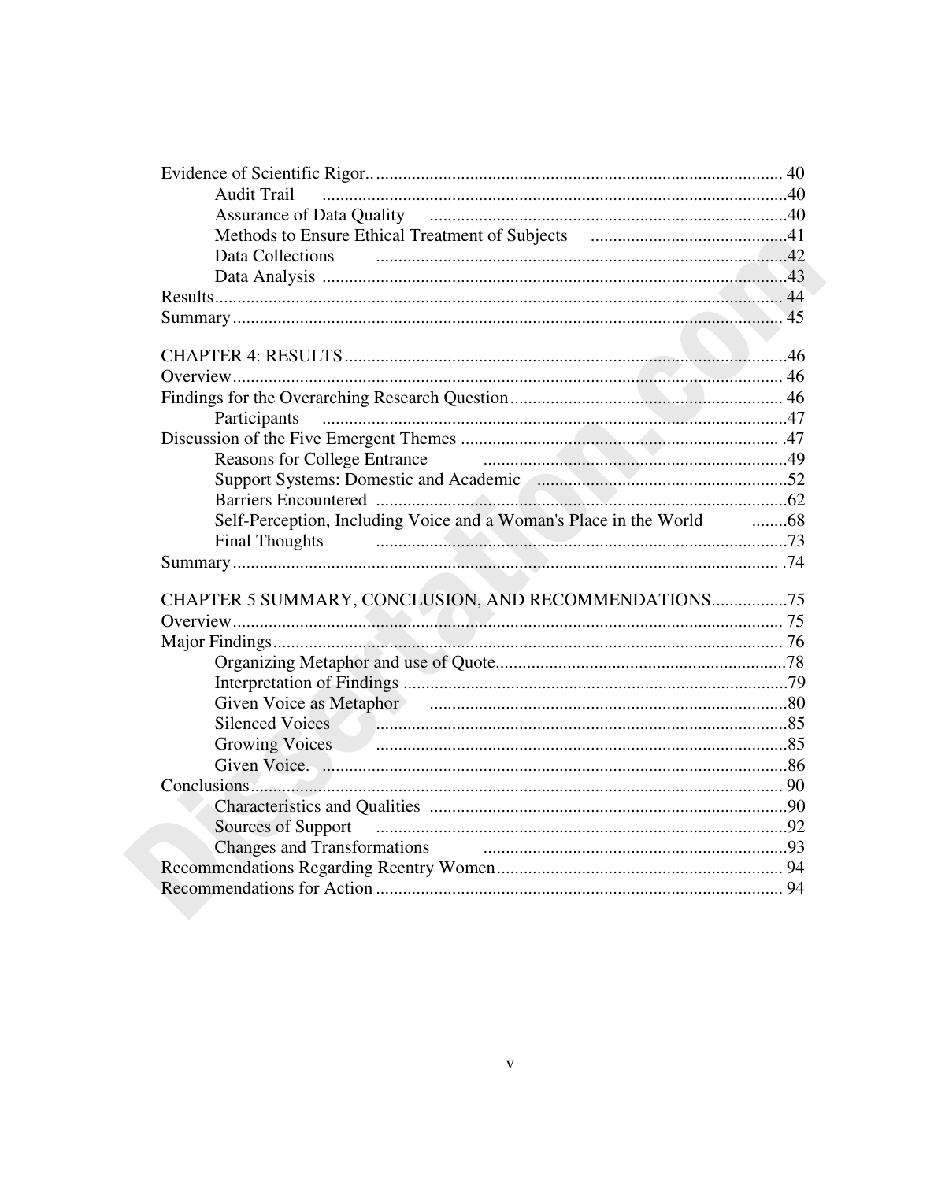Evidence of Scientific Rigor.. 40
- Audit Trail 40
- Assurance of Data Quality 40
- Methods to Ensure Ethical Treatment of Subjects 41
- Data Collections 42
- Data Analysis 43

Results 44

Summary 45

CHAPTER 4: RESULTS 46

Overview 46

Findings for the Overarching Research Question 46
- Participants 47

Discussion of the Five Emergent Themes 47
- Reasons for College Entrance 49
- Support Systems: Domestic and Academic 52
- Barriers Encountered 62
- Self-Perception, Including Voice and a Woman's Place in the World 68
- Final Thoughts 73

Summary 74

CHAPTER 5 SUMMARY, CONCLUSION, AND RECOMMENDATIONS 75

Overview 75

Major Findings 76
- Organizing Metaphor and use of Quote 78
- Interpretation of Findings 79
- Given Voice as Metaphor 80
- Silenced Voices 85
- Growing Voices 85
- Given Voice. 86

Conclusions 90
- Characteristics and Qualities 90
- Sources of Support 92
- Changes and Transformations 93

Recommendations Regarding Reentry Women 94

Recommendations for Action 94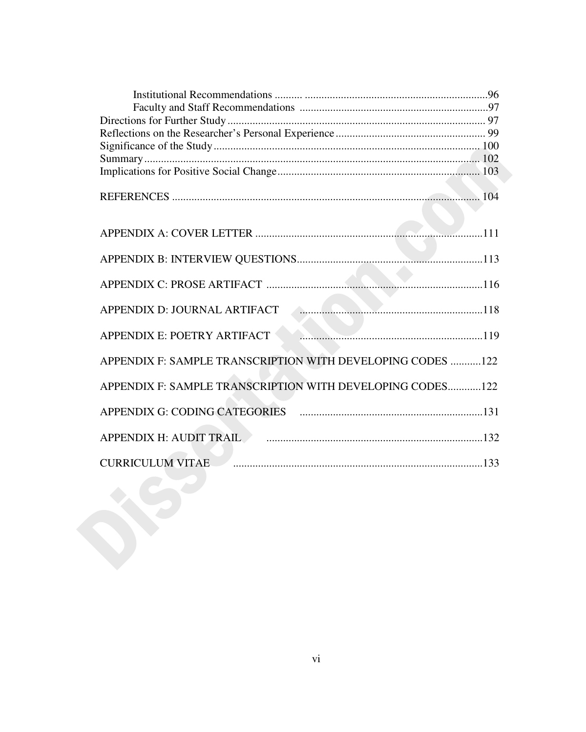Institutional Recommendations .......... ................................................................96

Faculty and Staff Recommendations ..................................................................97

Directions for Further Study ........................................................................................... 97

Reflections on the Researcher's Personal Experience ..................................................... 99

Significance of the Study .............................................................................................. 100

Summary ....................................................................................................................... 102

Implications for Positive Social Change ........................................................................ 103

REFERENCES ............................................................................................................. 104

APPENDIX A: COVER LETTER ................................................................................111

APPENDIX B: INTERVIEW QUESTIONS..................................................................113

APPENDIX C: PROSE ARTIFACT .............................................................................116

APPENDIX D: JOURNAL ARTIFACT .................................................................118

APPENDIX E: POETRY ARTIFACT .................................................................119

APPENDIX F: SAMPLE TRANSCRIPTION WITH DEVELOPING CODES ...........122

APPENDIX F: SAMPLE TRANSCRIPTION WITH DEVELOPING CODES............122

APPENDIX G: CODING CATEGORIES .................................................................131

APPENDIX H: AUDIT TRAIL .............................................................................132

CURRICULUM VITAE .........................................................................................133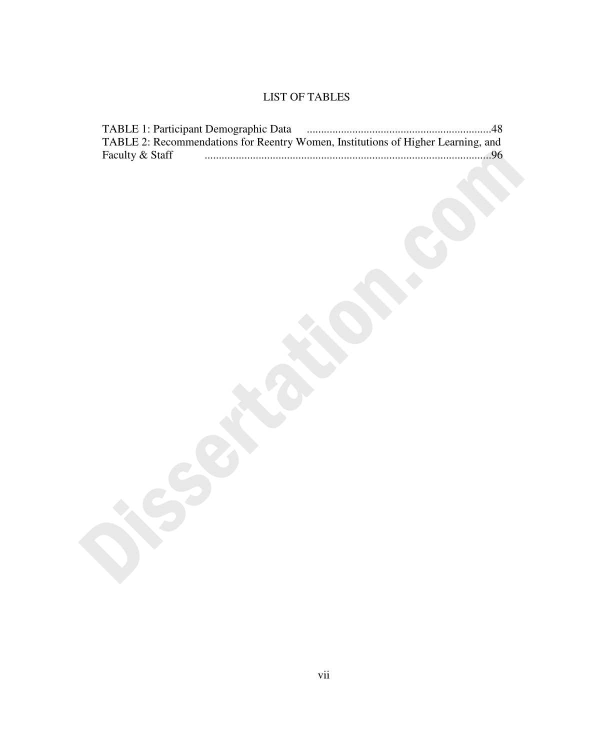# LIST OF TABLES

TABLE 1: Participant Demographic Data ..................................................................48

TABLE 2: Recommendations for Reentry Women, Institutions of Higher Learning, and Faculty & Staff ....................................................................................................96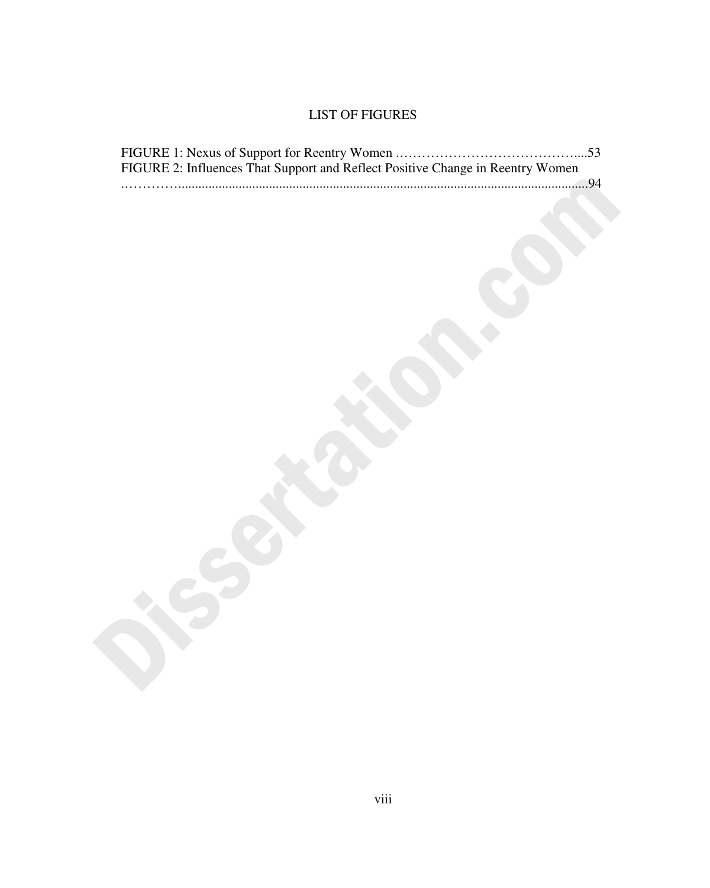# LIST OF FIGURES

FIGURE 1: Nexus of Support for Reentry Women ........................................53

FIGURE 2: Influences That Support and Reflect Positive Change in Reentry Women ........................................94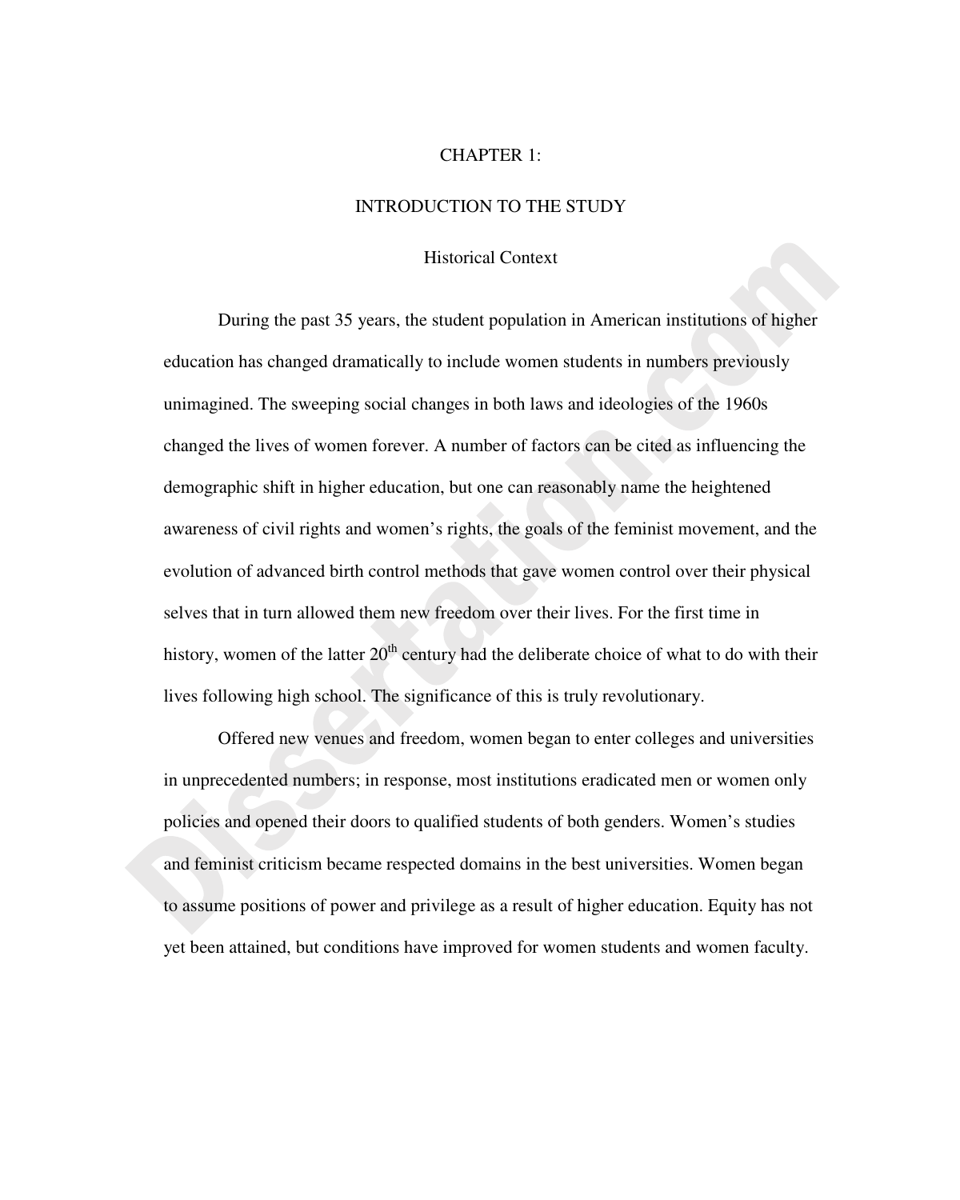# CHAPTER 1:

# INTRODUCTION TO THE STUDY

## Historical Context

During the past 35 years, the student population in American institutions of higher education has changed dramatically to include women students in numbers previously unimagined. The sweeping social changes in both laws and ideologies of the 1960s changed the lives of women forever. A number of factors can be cited as influencing the demographic shift in higher education, but one can reasonably name the heightened awareness of civil rights and women's rights, the goals of the feminist movement, and the evolution of advanced birth control methods that gave women control over their physical selves that in turn allowed them new freedom over their lives. For the first time in history, women of the latter 20th century had the deliberate choice of what to do with their lives following high school. The significance of this is truly revolutionary.

Offered new venues and freedom, women began to enter colleges and universities in unprecedented numbers; in response, most institutions eradicated men or women only policies and opened their doors to qualified students of both genders. Women's studies and feminist criticism became respected domains in the best universities. Women began to assume positions of power and privilege as a result of higher education. Equity has not yet been attained, but conditions have improved for women students and women faculty.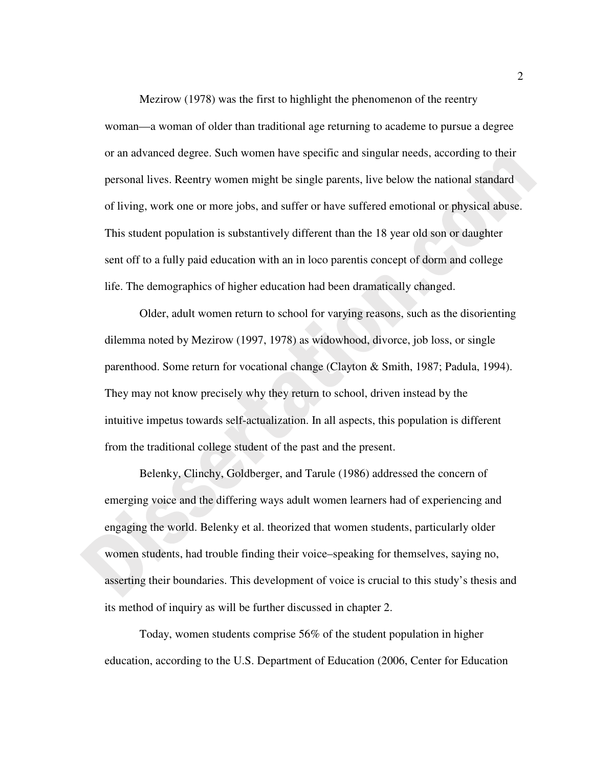Mezirow (1978) was the first to highlight the phenomenon of the reentry woman—a woman of older than traditional age returning to academe to pursue a degree or an advanced degree. Such women have specific and singular needs, according to their personal lives. Reentry women might be single parents, live below the national standard of living, work one or more jobs, and suffer or have suffered emotional or physical abuse. This student population is substantively different than the 18 year old son or daughter sent off to a fully paid education with an in loco parentis concept of dorm and college life. The demographics of higher education had been dramatically changed.

Older, adult women return to school for varying reasons, such as the disorienting dilemma noted by Mezirow (1997, 1978) as widowhood, divorce, job loss, or single parenthood. Some return for vocational change (Clayton & Smith, 1987; Padula, 1994). They may not know precisely why they return to school, driven instead by the intuitive impetus towards self-actualization. In all aspects, this population is different from the traditional college student of the past and the present.

Belenky, Clinchy, Goldberger, and Tarule (1986) addressed the concern of emerging voice and the differing ways adult women learners had of experiencing and engaging the world. Belenky et al. theorized that women students, particularly older women students, had trouble finding their voice–speaking for themselves, saying no, asserting their boundaries. This development of voice is crucial to this study's thesis and its method of inquiry as will be further discussed in chapter 2.

Today, women students comprise 56% of the student population in higher education, according to the U.S. Department of Education (2006, Center for Education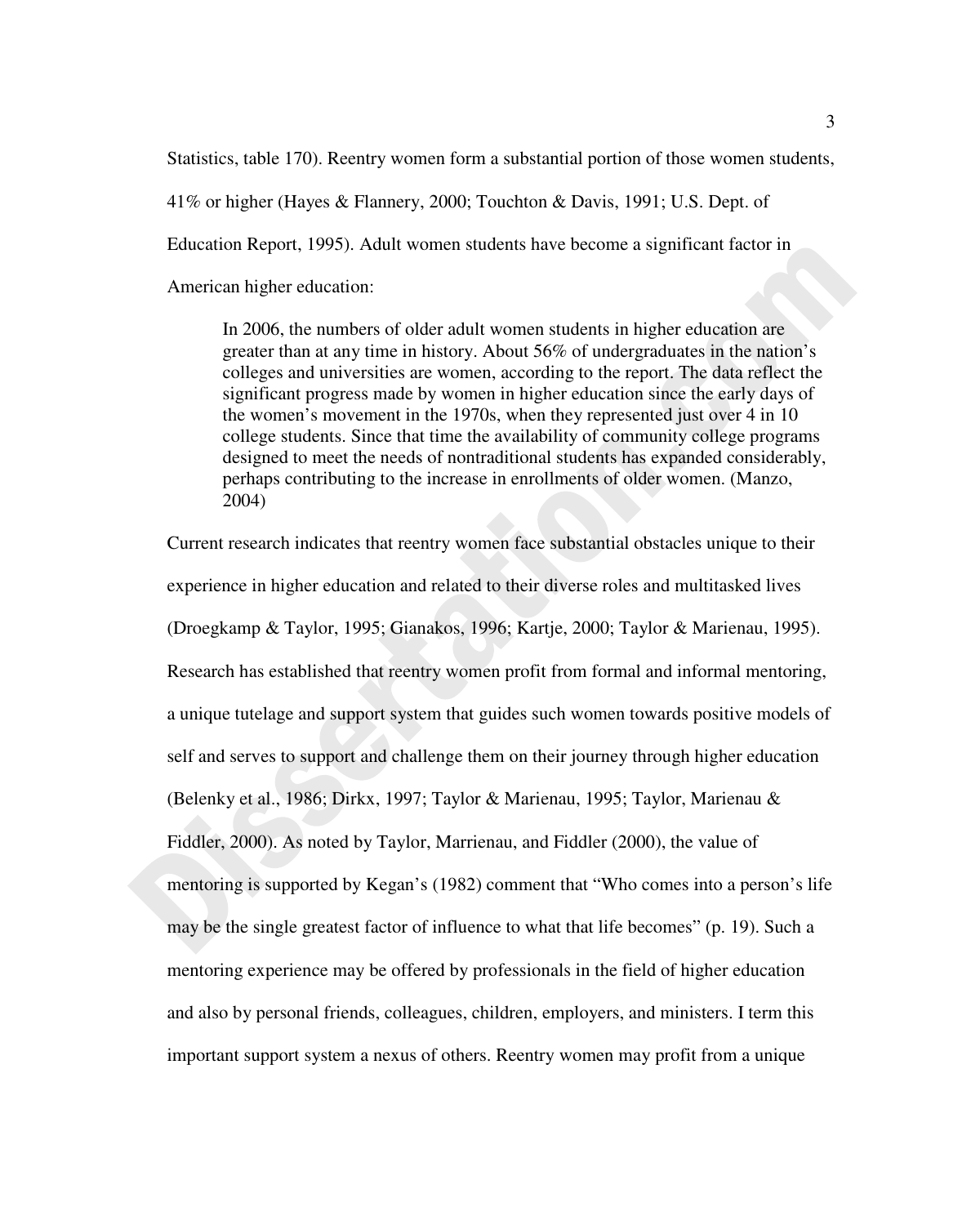Statistics, table 170). Reentry women form a substantial portion of those women students, 41% or higher (Hayes & Flannery, 2000; Touchton & Davis, 1991; U.S. Dept. of Education Report, 1995). Adult women students have become a significant factor in American higher education:

> In 2006, the numbers of older adult women students in higher education are greater than at any time in history. About 56% of undergraduates in the nation's colleges and universities are women, according to the report. The data reflect the significant progress made by women in higher education since the early days of the women's movement in the 1970s, when they represented just over 4 in 10 college students. Since that time the availability of community college programs designed to meet the needs of nontraditional students has expanded considerably, perhaps contributing to the increase in enrollments of older women. (Manzo, 2004)

Current research indicates that reentry women face substantial obstacles unique to their experience in higher education and related to their diverse roles and multitasked lives (Droegkamp & Taylor, 1995; Gianakos, 1996; Kartje, 2000; Taylor & Marienau, 1995). Research has established that reentry women profit from formal and informal mentoring, a unique tutelage and support system that guides such women towards positive models of self and serves to support and challenge them on their journey through higher education (Belenky et al., 1986; Dirkx, 1997; Taylor & Marienau, 1995; Taylor, Marienau & Fiddler, 2000). As noted by Taylor, Marrienau, and Fiddler (2000), the value of mentoring is supported by Kegan's (1982) comment that "Who comes into a person's life may be the single greatest factor of influence to what that life becomes" (p. 19). Such a mentoring experience may be offered by professionals in the field of higher education and also by personal friends, colleagues, children, employers, and ministers. I term this important support system a nexus of others. Reentry women may profit from a unique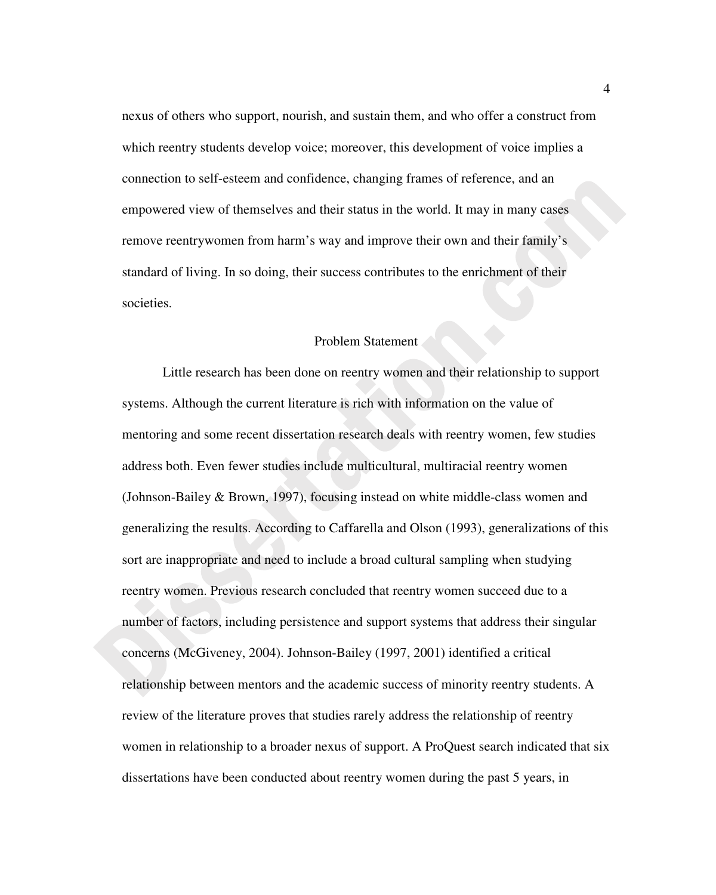nexus of others who support, nourish, and sustain them, and who offer a construct from which reentry students develop voice; moreover, this development of voice implies a connection to self-esteem and confidence, changing frames of reference, and an empowered view of themselves and their status in the world. It may in many cases remove reentrywomen from harm's way and improve their own and their family's standard of living. In so doing, their success contributes to the enrichment of their societies.

## Problem Statement

Little research has been done on reentry women and their relationship to support systems. Although the current literature is rich with information on the value of mentoring and some recent dissertation research deals with reentry women, few studies address both. Even fewer studies include multicultural, multiracial reentry women (Johnson-Bailey & Brown, 1997), focusing instead on white middle-class women and generalizing the results. According to Caffarella and Olson (1993), generalizations of this sort are inappropriate and need to include a broad cultural sampling when studying reentry women. Previous research concluded that reentry women succeed due to a number of factors, including persistence and support systems that address their singular concerns (McGiveney, 2004). Johnson-Bailey (1997, 2001) identified a critical relationship between mentors and the academic success of minority reentry students. A review of the literature proves that studies rarely address the relationship of reentry women in relationship to a broader nexus of support. A ProQuest search indicated that six dissertations have been conducted about reentry women during the past 5 years, in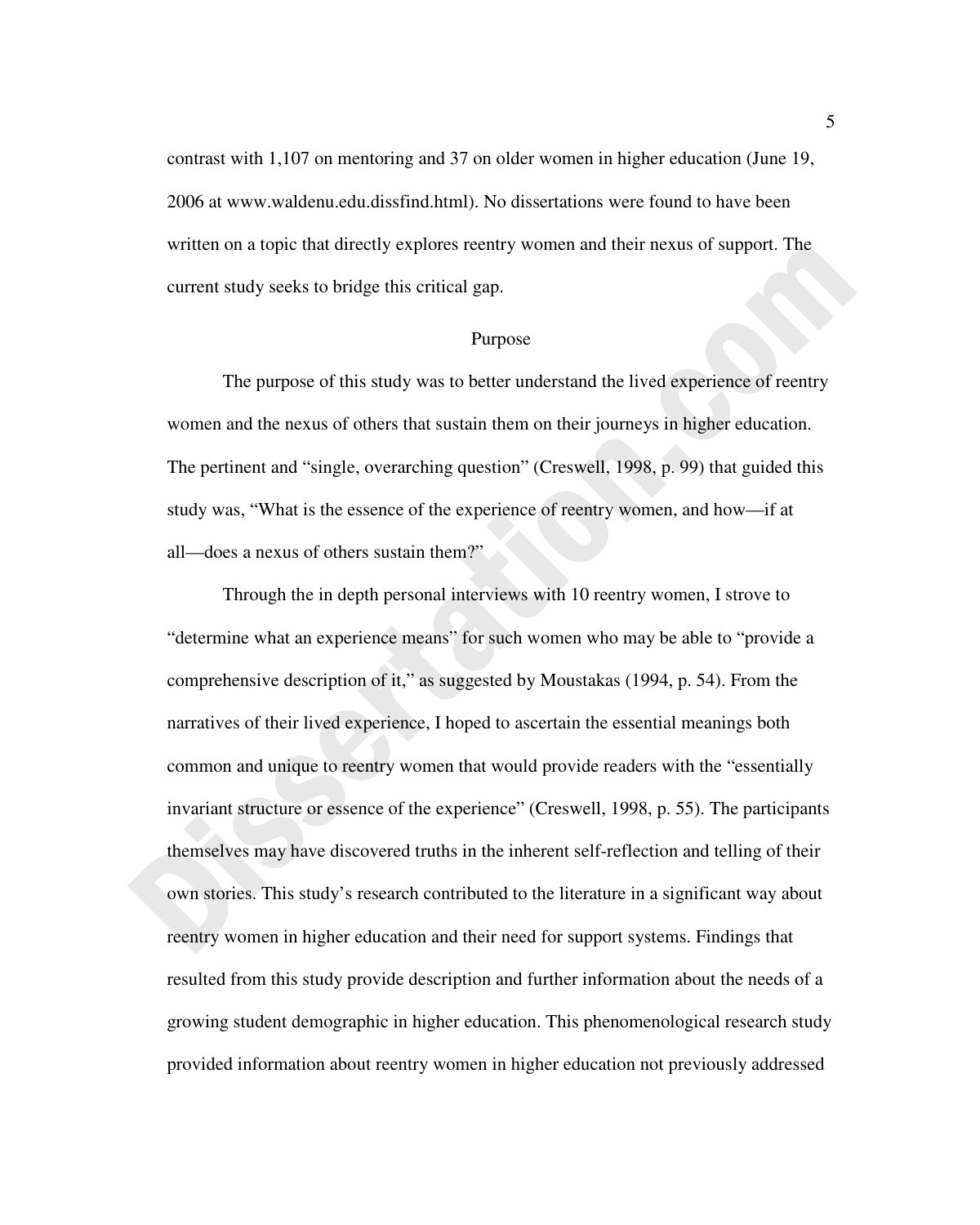contrast with 1,107 on mentoring and 37 on older women in higher education (June 19, 2006 at www.waldenu.edu.dissfind.html). No dissertations were found to have been written on a topic that directly explores reentry women and their nexus of support. The current study seeks to bridge this critical gap.

## Purpose

The purpose of this study was to better understand the lived experience of reentry women and the nexus of others that sustain them on their journeys in higher education. The pertinent and "single, overarching question" (Creswell, 1998, p. 99) that guided this study was, "What is the essence of the experience of reentry women, and how—if at all—does a nexus of others sustain them?"

Through the in depth personal interviews with 10 reentry women, I strove to "determine what an experience means" for such women who may be able to "provide a comprehensive description of it," as suggested by Moustakas (1994, p. 54). From the narratives of their lived experience, I hoped to ascertain the essential meanings both common and unique to reentry women that would provide readers with the "essentially invariant structure or essence of the experience" (Creswell, 1998, p. 55). The participants themselves may have discovered truths in the inherent self-reflection and telling of their own stories. This study's research contributed to the literature in a significant way about reentry women in higher education and their need for support systems. Findings that resulted from this study provide description and further information about the needs of a growing student demographic in higher education. This phenomenological research study provided information about reentry women in higher education not previously addressed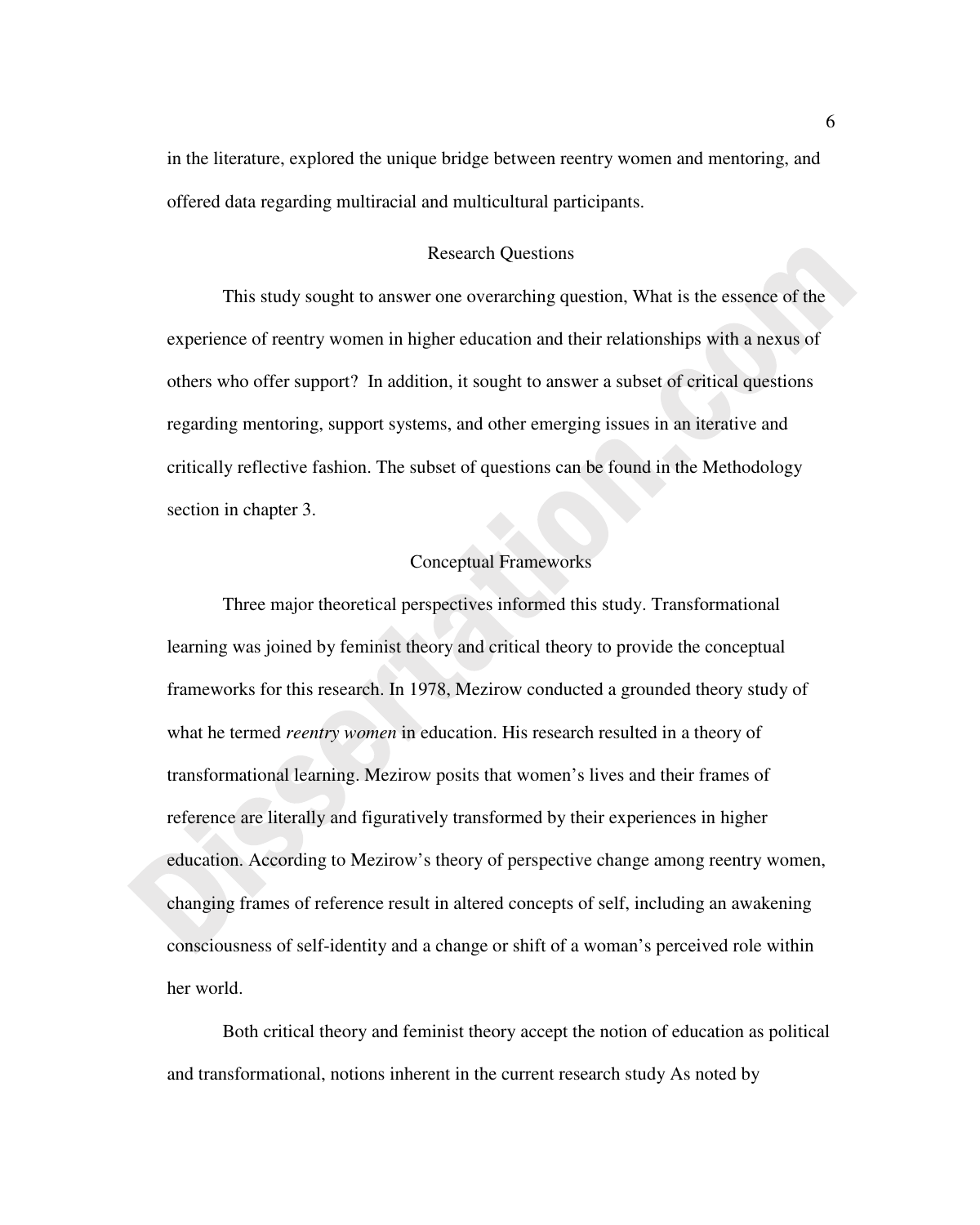in the literature, explored the unique bridge between reentry women and mentoring, and offered data regarding multiracial and multicultural participants.

## Research Questions

This study sought to answer one overarching question, What is the essence of the experience of reentry women in higher education and their relationships with a nexus of others who offer support? In addition, it sought to answer a subset of critical questions regarding mentoring, support systems, and other emerging issues in an iterative and critically reflective fashion. The subset of questions can be found in the Methodology section in chapter 3.

## Conceptual Frameworks

Three major theoretical perspectives informed this study. Transformational learning was joined by feminist theory and critical theory to provide the conceptual frameworks for this research. In 1978, Mezirow conducted a grounded theory study of what he termed *reentry women* in education. His research resulted in a theory of transformational learning. Mezirow posits that women's lives and their frames of reference are literally and figuratively transformed by their experiences in higher education. According to Mezirow's theory of perspective change among reentry women, changing frames of reference result in altered concepts of self, including an awakening consciousness of self-identity and a change or shift of a woman's perceived role within her world.

Both critical theory and feminist theory accept the notion of education as political and transformational, notions inherent in the current research study As noted by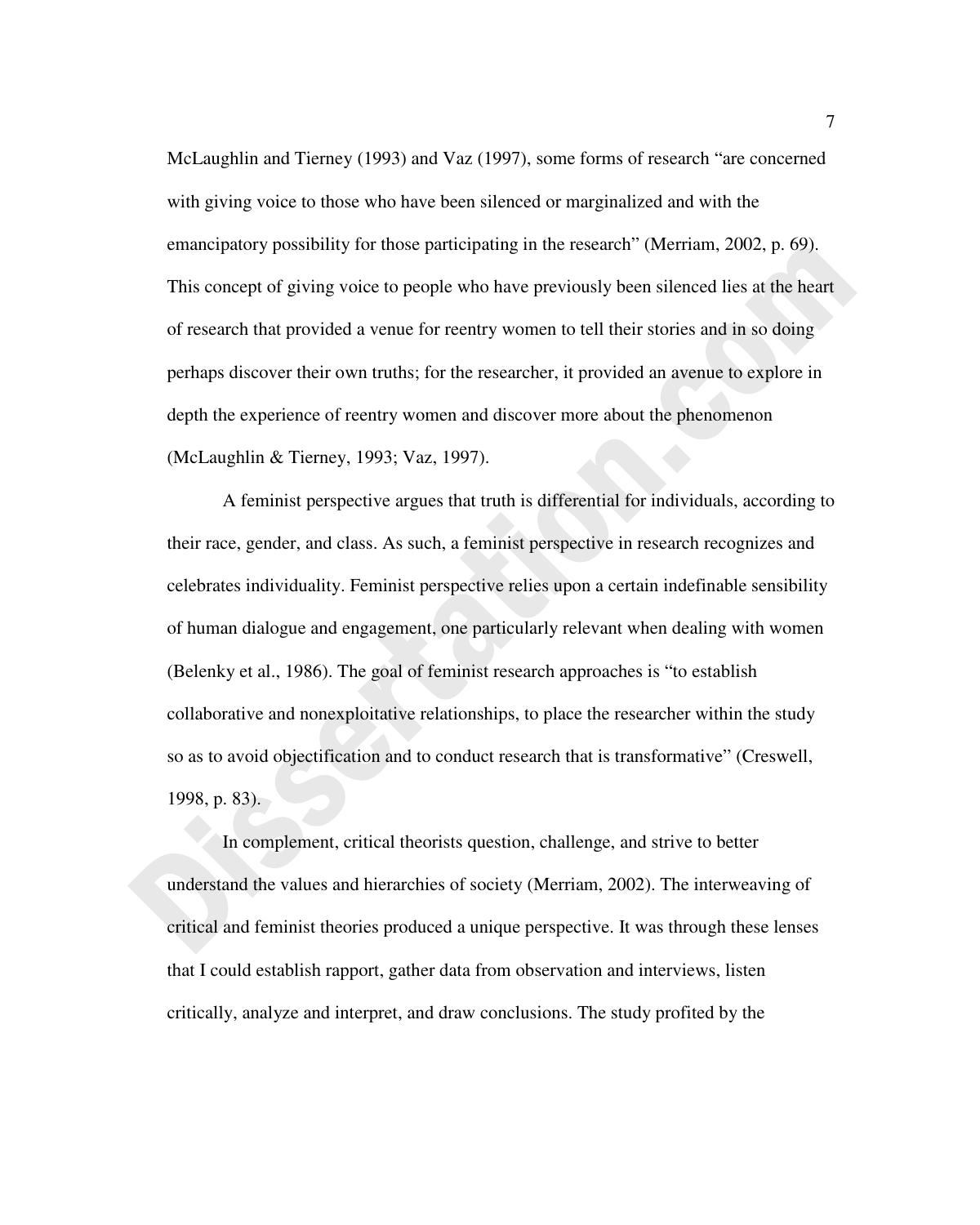McLaughlin and Tierney (1993) and Vaz (1997), some forms of research "are concerned with giving voice to those who have been silenced or marginalized and with the emancipatory possibility for those participating in the research" (Merriam, 2002, p. 69). This concept of giving voice to people who have previously been silenced lies at the heart of research that provided a venue for reentry women to tell their stories and in so doing perhaps discover their own truths; for the researcher, it provided an avenue to explore in depth the experience of reentry women and discover more about the phenomenon (McLaughlin & Tierney, 1993; Vaz, 1997).

A feminist perspective argues that truth is differential for individuals, according to their race, gender, and class. As such, a feminist perspective in research recognizes and celebrates individuality. Feminist perspective relies upon a certain indefinable sensibility of human dialogue and engagement, one particularly relevant when dealing with women (Belenky et al., 1986). The goal of feminist research approaches is "to establish collaborative and nonexploitative relationships, to place the researcher within the study so as to avoid objectification and to conduct research that is transformative" (Creswell, 1998, p. 83).

In complement, critical theorists question, challenge, and strive to better understand the values and hierarchies of society (Merriam, 2002). The interweaving of critical and feminist theories produced a unique perspective. It was through these lenses that I could establish rapport, gather data from observation and interviews, listen critically, analyze and interpret, and draw conclusions. The study profited by the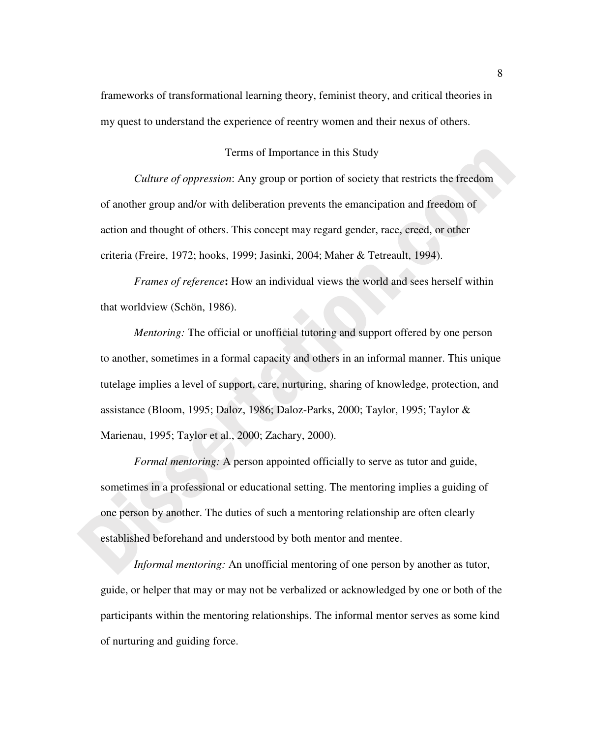frameworks of transformational learning theory, feminist theory, and critical theories in my quest to understand the experience of reentry women and their nexus of others.

## Terms of Importance in this Study

*Culture of oppression*: Any group or portion of society that restricts the freedom of another group and/or with deliberation prevents the emancipation and freedom of action and thought of others. This concept may regard gender, race, creed, or other criteria (Freire, 1972; hooks, 1999; Jasinki, 2004; Maher & Tetreault, 1994).

*Frames of reference*: How an individual views the world and sees herself within that worldview (Schön, 1986).

*Mentoring:* The official or unofficial tutoring and support offered by one person to another, sometimes in a formal capacity and others in an informal manner. This unique tutelage implies a level of support, care, nurturing, sharing of knowledge, protection, and assistance (Bloom, 1995; Daloz, 1986; Daloz-Parks, 2000; Taylor, 1995; Taylor & Marienau, 1995; Taylor et al., 2000; Zachary, 2000).

*Formal mentoring:* A person appointed officially to serve as tutor and guide, sometimes in a professional or educational setting. The mentoring implies a guiding of one person by another. The duties of such a mentoring relationship are often clearly established beforehand and understood by both mentor and mentee.

*Informal mentoring:* An unofficial mentoring of one person by another as tutor, guide, or helper that may or may not be verbalized or acknowledged by one or both of the participants within the mentoring relationships. The informal mentor serves as some kind of nurturing and guiding force.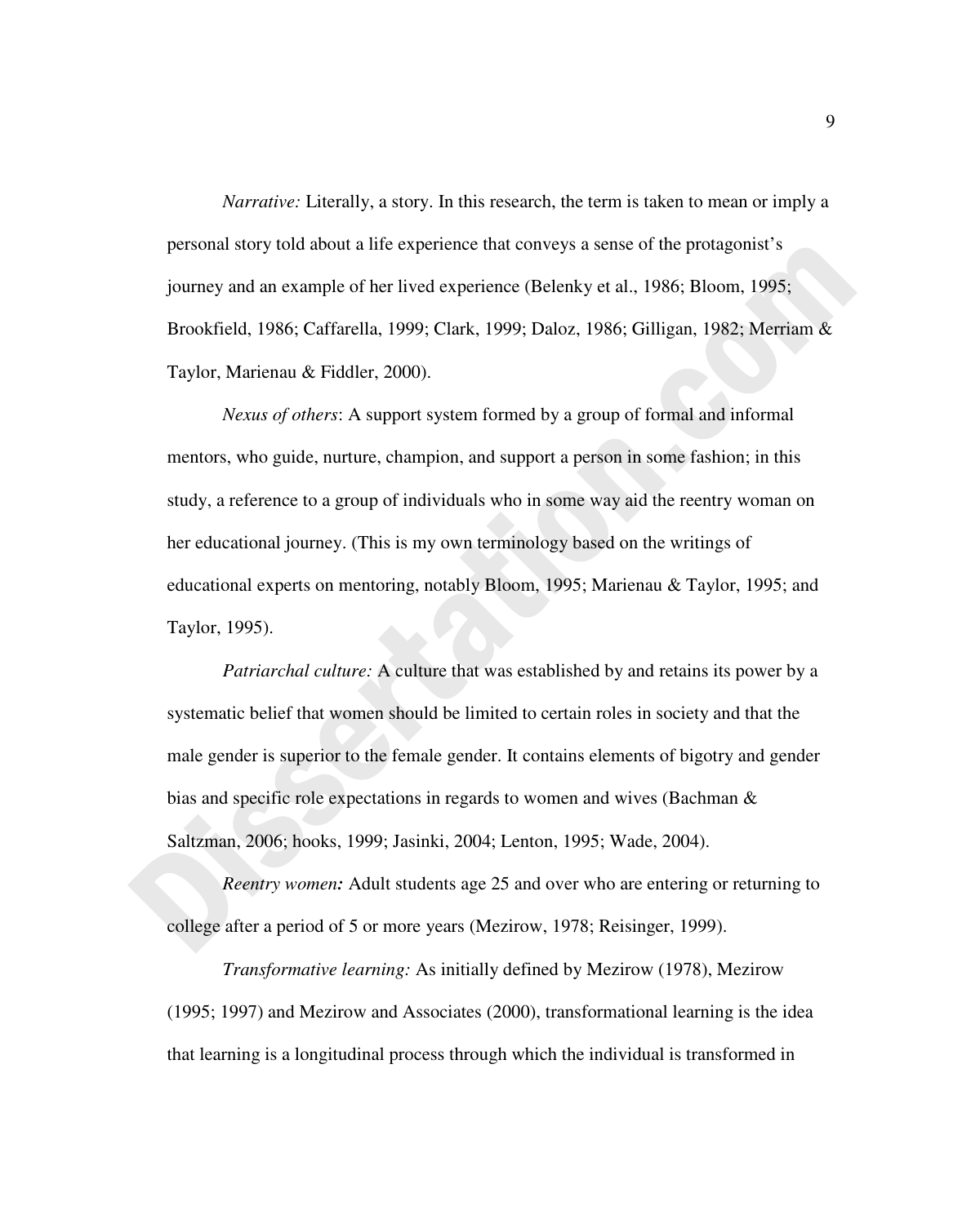*Narrative:* Literally, a story. In this research, the term is taken to mean or imply a personal story told about a life experience that conveys a sense of the protagonist's journey and an example of her lived experience (Belenky et al., 1986; Bloom, 1995; Brookfield, 1986; Caffarella, 1999; Clark, 1999; Daloz, 1986; Gilligan, 1982; Merriam & Taylor, Marienau & Fiddler, 2000).

*Nexus of others*: A support system formed by a group of formal and informal mentors, who guide, nurture, champion, and support a person in some fashion; in this study, a reference to a group of individuals who in some way aid the reentry woman on her educational journey. (This is my own terminology based on the writings of educational experts on mentoring, notably Bloom, 1995; Marienau & Taylor, 1995; and Taylor, 1995).

*Patriarchal culture:* A culture that was established by and retains its power by a systematic belief that women should be limited to certain roles in society and that the male gender is superior to the female gender. It contains elements of bigotry and gender bias and specific role expectations in regards to women and wives (Bachman & Saltzman, 2006; hooks, 1999; Jasinki, 2004; Lenton, 1995; Wade, 2004).

*Reentry women:* Adult students age 25 and over who are entering or returning to college after a period of 5 or more years (Mezirow, 1978; Reisinger, 1999).

*Transformative learning:* As initially defined by Mezirow (1978), Mezirow (1995; 1997) and Mezirow and Associates (2000), transformational learning is the idea that learning is a longitudinal process through which the individual is transformed in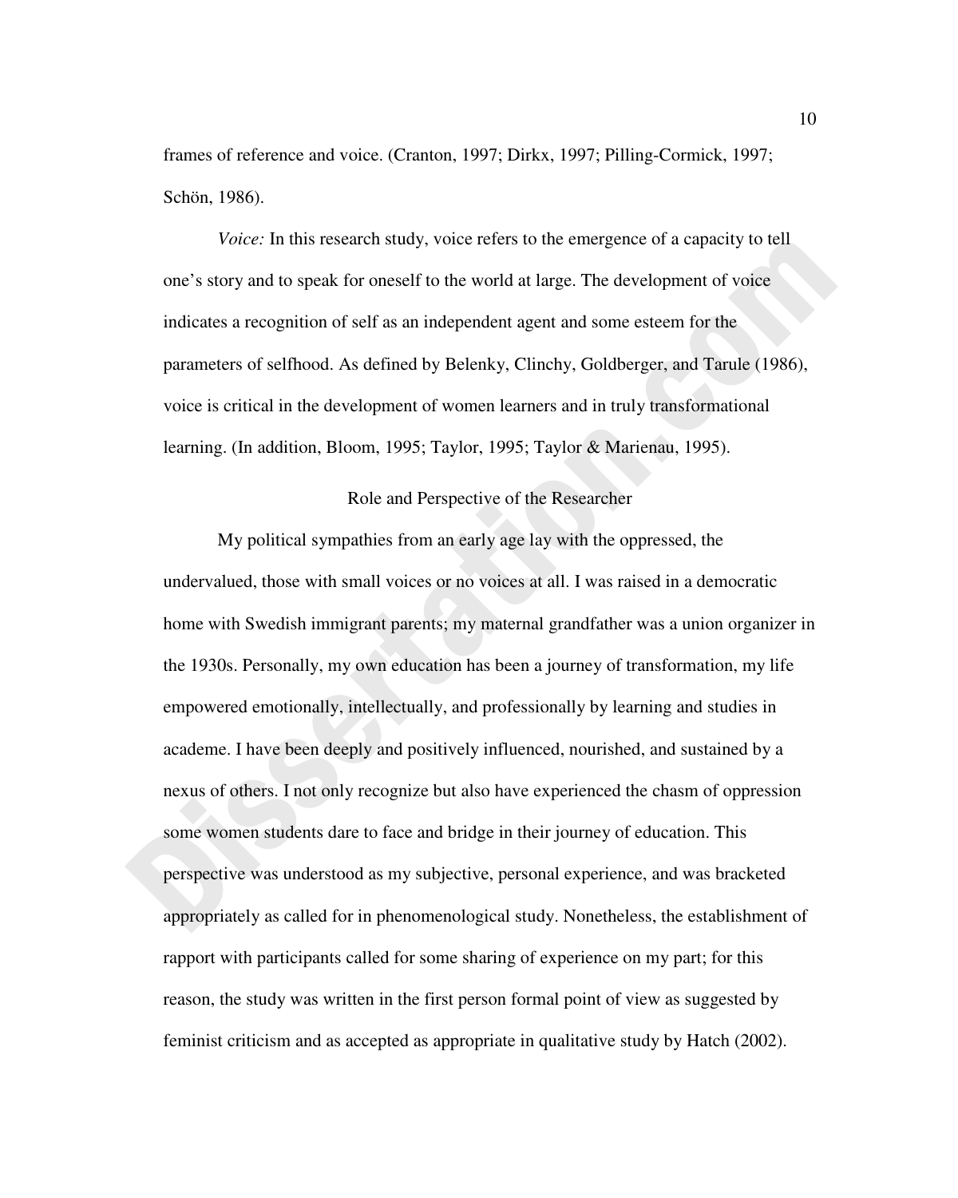frames of reference and voice. (Cranton, 1997; Dirkx, 1997; Pilling-Cormick, 1997; Schön, 1986).

*Voice:* In this research study, voice refers to the emergence of a capacity to tell one's story and to speak for oneself to the world at large. The development of voice indicates a recognition of self as an independent agent and some esteem for the parameters of selfhood. As defined by Belenky, Clinchy, Goldberger, and Tarule (1986), voice is critical in the development of women learners and in truly transformational learning. (In addition, Bloom, 1995; Taylor, 1995; Taylor & Marienau, 1995).

## Role and Perspective of the Researcher

My political sympathies from an early age lay with the oppressed, the undervalued, those with small voices or no voices at all. I was raised in a democratic home with Swedish immigrant parents; my maternal grandfather was a union organizer in the 1930s. Personally, my own education has been a journey of transformation, my life empowered emotionally, intellectually, and professionally by learning and studies in academe. I have been deeply and positively influenced, nourished, and sustained by a nexus of others. I not only recognize but also have experienced the chasm of oppression some women students dare to face and bridge in their journey of education. This perspective was understood as my subjective, personal experience, and was bracketed appropriately as called for in phenomenological study. Nonetheless, the establishment of rapport with participants called for some sharing of experience on my part; for this reason, the study was written in the first person formal point of view as suggested by feminist criticism and as accepted as appropriate in qualitative study by Hatch (2002).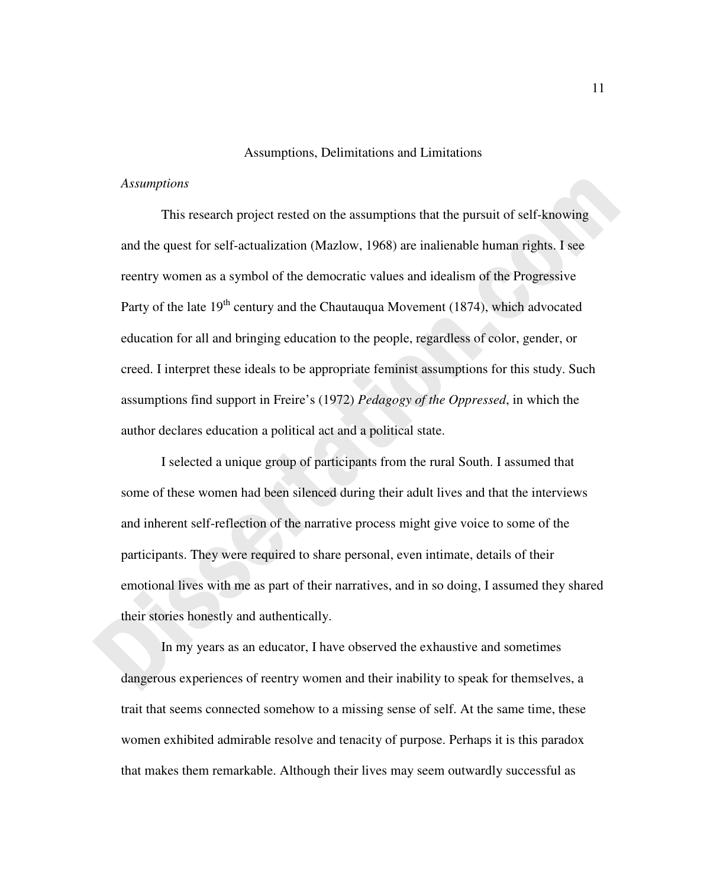## Assumptions, Delimitations and Limitations

### *Assumptions*

This research project rested on the assumptions that the pursuit of self-knowing and the quest for self-actualization (Mazlow, 1968) are inalienable human rights. I see reentry women as a symbol of the democratic values and idealism of the Progressive Party of the late 19th century and the Chautauqua Movement (1874), which advocated education for all and bringing education to the people, regardless of color, gender, or creed. I interpret these ideals to be appropriate feminist assumptions for this study. Such assumptions find support in Freire's (1972) *Pedagogy of the Oppressed*, in which the author declares education a political act and a political state.

I selected a unique group of participants from the rural South. I assumed that some of these women had been silenced during their adult lives and that the interviews and inherent self-reflection of the narrative process might give voice to some of the participants. They were required to share personal, even intimate, details of their emotional lives with me as part of their narratives, and in so doing, I assumed they shared their stories honestly and authentically.

In my years as an educator, I have observed the exhaustive and sometimes dangerous experiences of reentry women and their inability to speak for themselves, a trait that seems connected somehow to a missing sense of self. At the same time, these women exhibited admirable resolve and tenacity of purpose. Perhaps it is this paradox that makes them remarkable. Although their lives may seem outwardly successful as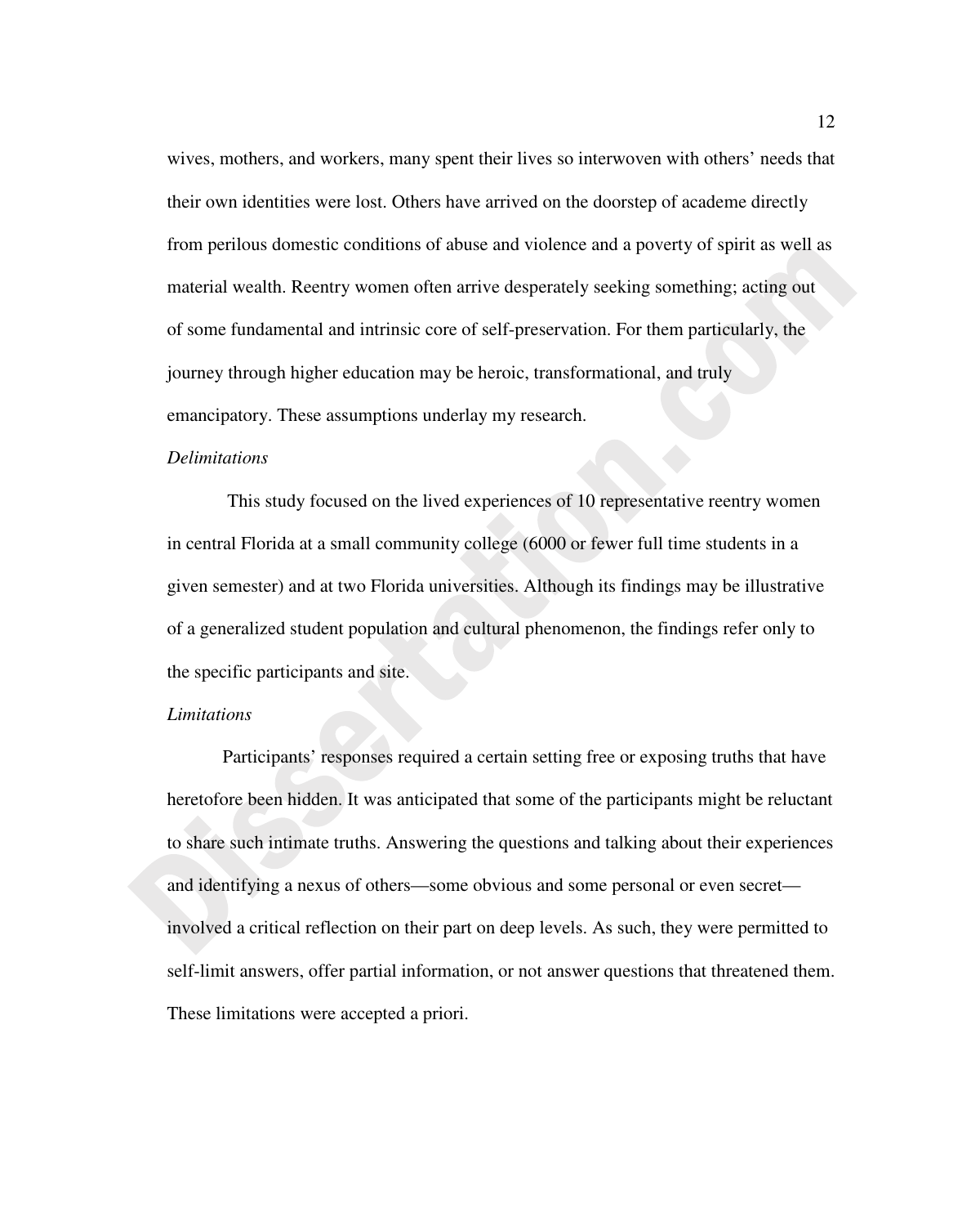wives, mothers, and workers, many spent their lives so interwoven with others' needs that their own identities were lost. Others have arrived on the doorstep of academe directly from perilous domestic conditions of abuse and violence and a poverty of spirit as well as material wealth. Reentry women often arrive desperately seeking something; acting out of some fundamental and intrinsic core of self-preservation. For them particularly, the journey through higher education may be heroic, transformational, and truly emancipatory. These assumptions underlay my research.

*Delimitations*

This study focused on the lived experiences of 10 representative reentry women in central Florida at a small community college (6000 or fewer full time students in a given semester) and at two Florida universities. Although its findings may be illustrative of a generalized student population and cultural phenomenon, the findings refer only to the specific participants and site.

*Limitations*

Participants' responses required a certain setting free or exposing truths that have heretofore been hidden. It was anticipated that some of the participants might be reluctant to share such intimate truths. Answering the questions and talking about their experiences and identifying a nexus of others—some obvious and some personal or even secret—involved a critical reflection on their part on deep levels. As such, they were permitted to self-limit answers, offer partial information, or not answer questions that threatened them. These limitations were accepted a priori.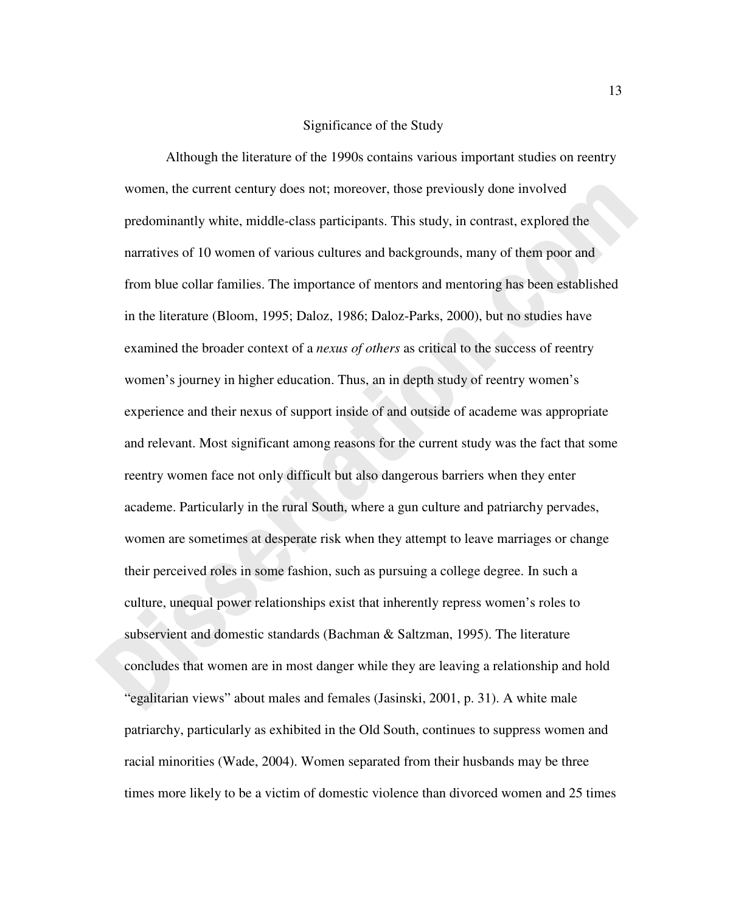## Significance of the Study

Although the literature of the 1990s contains various important studies on reentry women, the current century does not; moreover, those previously done involved predominantly white, middle-class participants. This study, in contrast, explored the narratives of 10 women of various cultures and backgrounds, many of them poor and from blue collar families. The importance of mentors and mentoring has been established in the literature (Bloom, 1995; Daloz, 1986; Daloz-Parks, 2000), but no studies have examined the broader context of a *nexus of others* as critical to the success of reentry women's journey in higher education. Thus, an in depth study of reentry women's experience and their nexus of support inside of and outside of academe was appropriate and relevant. Most significant among reasons for the current study was the fact that some reentry women face not only difficult but also dangerous barriers when they enter academe. Particularly in the rural South, where a gun culture and patriarchy pervades, women are sometimes at desperate risk when they attempt to leave marriages or change their perceived roles in some fashion, such as pursuing a college degree. In such a culture, unequal power relationships exist that inherently repress women's roles to subservient and domestic standards (Bachman & Saltzman, 1995). The literature concludes that women are in most danger while they are leaving a relationship and hold "egalitarian views" about males and females (Jasinski, 2001, p. 31). A white male patriarchy, particularly as exhibited in the Old South, continues to suppress women and racial minorities (Wade, 2004). Women separated from their husbands may be three times more likely to be a victim of domestic violence than divorced women and 25 times